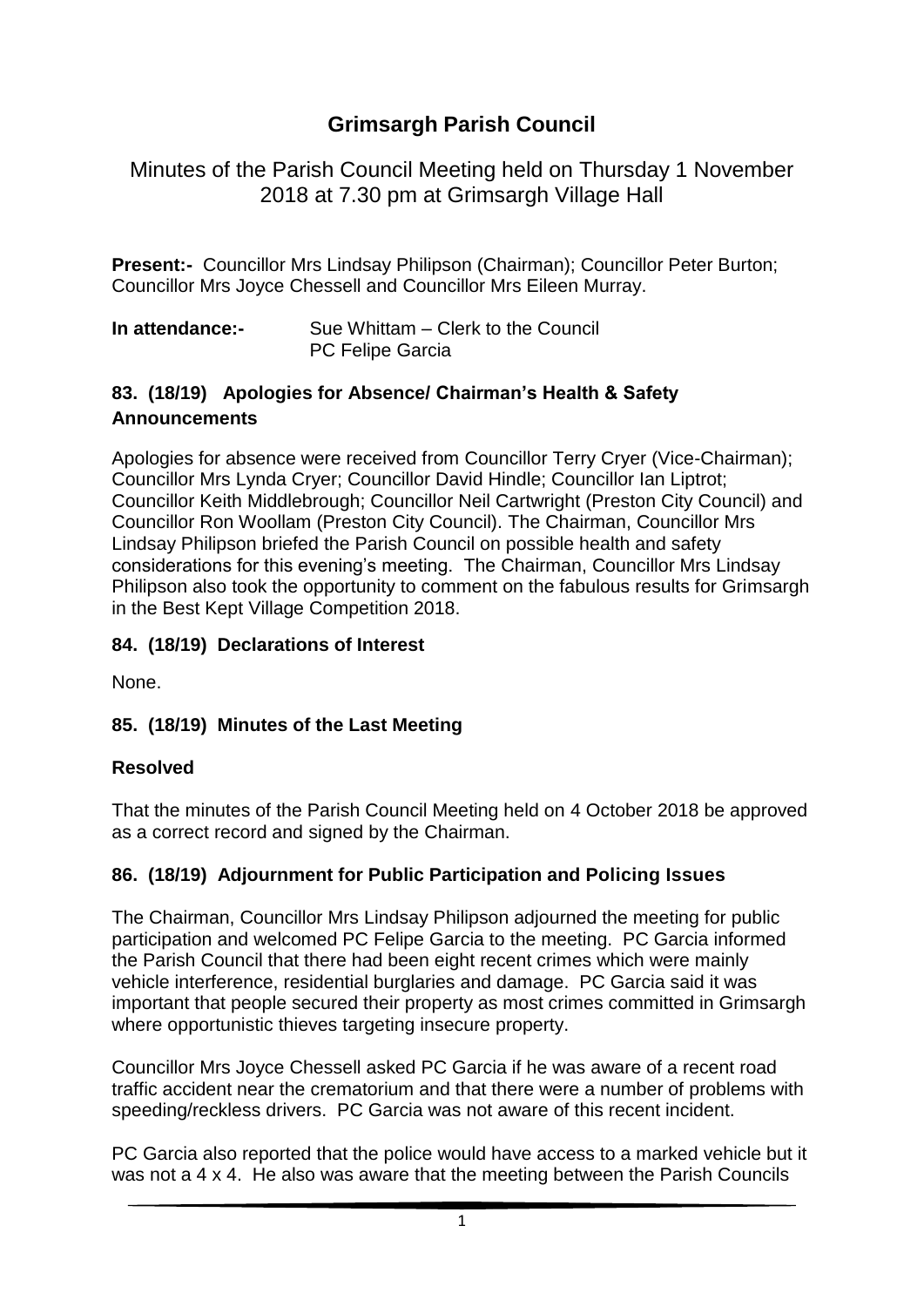# Grimsargh Parish Council

## Minutes of the Parish Council Meeting held on Thursday 1 November 2018 at 7.30 pm at Grimsargh Village Hall

**Present:-** Councillor Mrs Lindsay Philipson (Chairman); Councillor Peter Burton; Councillor Mrs Joyce Chessell and Councillor Mrs Eileen Murray.

**In attendance:-** Sue Whittam – Clerk to the Council
PC Felipe Garcia

### 83. (18/19) Apologies for Absence/ Chairman's Health & Safety Announcements

Apologies for absence were received from Councillor Terry Cryer (Vice-Chairman); Councillor Mrs Lynda Cryer; Councillor David Hindle; Councillor Ian Liptrot; Councillor Keith Middlebrough; Councillor Neil Cartwright (Preston City Council) and Councillor Ron Woollam (Preston City Council). The Chairman, Councillor Mrs Lindsay Philipson briefed the Parish Council on possible health and safety considerations for this evening's meeting. The Chairman, Councillor Mrs Lindsay Philipson also took the opportunity to comment on the fabulous results for Grimsargh in the Best Kept Village Competition 2018.

### 84. (18/19) Declarations of Interest

None.

### 85. (18/19) Minutes of the Last Meeting

**Resolved**

That the minutes of the Parish Council Meeting held on 4 October 2018 be approved as a correct record and signed by the Chairman.

### 86. (18/19) Adjournment for Public Participation and Policing Issues

The Chairman, Councillor Mrs Lindsay Philipson adjourned the meeting for public participation and welcomed PC Felipe Garcia to the meeting. PC Garcia informed the Parish Council that there had been eight recent crimes which were mainly vehicle interference, residential burglaries and damage. PC Garcia said it was important that people secured their property as most crimes committed in Grimsargh where opportunistic thieves targeting insecure property.

Councillor Mrs Joyce Chessell asked PC Garcia if he was aware of a recent road traffic accident near the crematorium and that there were a number of problems with speeding/reckless drivers. PC Garcia was not aware of this recent incident.

PC Garcia also reported that the police would have access to a marked vehicle but it was not a 4 x 4. He also was aware that the meeting between the Parish Councils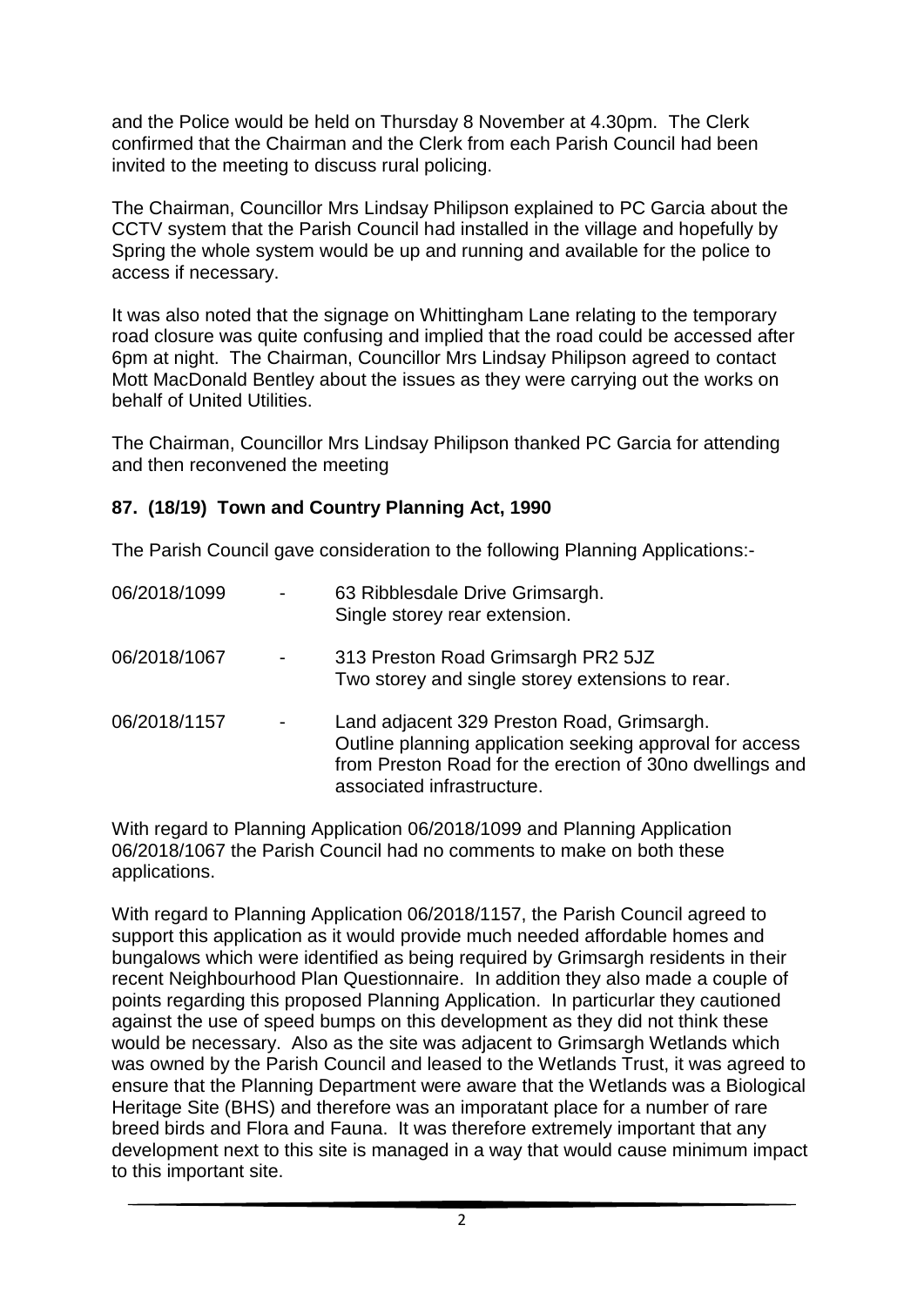and the Police would be held on Thursday 8 November at 4.30pm. The Clerk confirmed that the Chairman and the Clerk from each Parish Council had been invited to the meeting to discuss rural policing.

The Chairman, Councillor Mrs Lindsay Philipson explained to PC Garcia about the CCTV system that the Parish Council had installed in the village and hopefully by Spring the whole system would be up and running and available for the police to access if necessary.

It was also noted that the signage on Whittingham Lane relating to the temporary road closure was quite confusing and implied that the road could be accessed after 6pm at night. The Chairman, Councillor Mrs Lindsay Philipson agreed to contact Mott MacDonald Bentley about the issues as they were carrying out the works on behalf of United Utilities.

The Chairman, Councillor Mrs Lindsay Philipson thanked PC Garcia for attending and then reconvened the meeting

**87. (18/19) Town and Country Planning Act, 1990**

The Parish Council gave consideration to the following Planning Applications:-

| | | |
|---|---|---|
| 06/2018/1099 | - | 63 Ribblesdale Drive Grimsargh. Single storey rear extension. |
| 06/2018/1067 | - | 313 Preston Road Grimsargh PR2 5JZ Two storey and single storey extensions to rear. |
| 06/2018/1157 | - | Land adjacent 329 Preston Road, Grimsargh. Outline planning application seeking approval for access from Preston Road for the erection of 30no dwellings and associated infrastructure. |

With regard to Planning Application 06/2018/1099 and Planning Application 06/2018/1067 the Parish Council had no comments to make on both these applications.

With regard to Planning Application 06/2018/1157, the Parish Council agreed to support this application as it would provide much needed affordable homes and bungalows which were identified as being required by Grimsargh residents in their recent Neighbourhood Plan Questionnaire. In addition they also made a couple of points regarding this proposed Planning Application. In particular they cautioned against the use of speed bumps on this development as they did not think these would be necessary. Also as the site was adjacent to Grimsargh Wetlands which was owned by the Parish Council and leased to the Wetlands Trust, it was agreed to ensure that the Planning Department were aware that the Wetlands was a Biological Heritage Site (BHS) and therefore was an imporatant place for a number of rare breed birds and Flora and Fauna. It was therefore extremely important that any development next to this site is managed in a way that would cause minimum impact to this important site.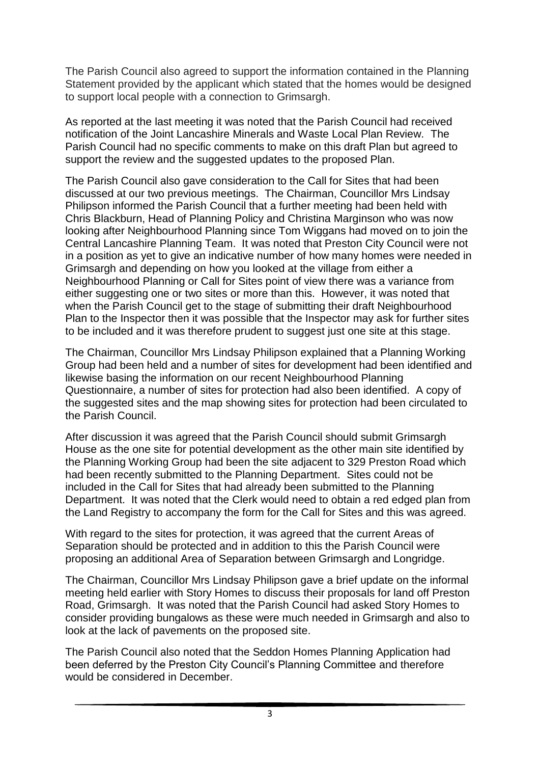The Parish Council also agreed to support the information contained in the Planning Statement provided by the applicant which stated that the homes would be designed to support local people with a connection to Grimsargh.

As reported at the last meeting it was noted that the Parish Council had received notification of the Joint Lancashire Minerals and Waste Local Plan Review. The Parish Council had no specific comments to make on this draft Plan but agreed to support the review and the suggested updates to the proposed Plan.

The Parish Council also gave consideration to the Call for Sites that had been discussed at our two previous meetings. The Chairman, Councillor Mrs Lindsay Philipson informed the Parish Council that a further meeting had been held with Chris Blackburn, Head of Planning Policy and Christina Marginson who was now looking after Neighbourhood Planning since Tom Wiggans had moved on to join the Central Lancashire Planning Team. It was noted that Preston City Council were not in a position as yet to give an indicative number of how many homes were needed in Grimsargh and depending on how you looked at the village from either a Neighbourhood Planning or Call for Sites point of view there was a variance from either suggesting one or two sites or more than this. However, it was noted that when the Parish Council get to the stage of submitting their draft Neighbourhood Plan to the Inspector then it was possible that the Inspector may ask for further sites to be included and it was therefore prudent to suggest just one site at this stage.

The Chairman, Councillor Mrs Lindsay Philipson explained that a Planning Working Group had been held and a number of sites for development had been identified and likewise basing the information on our recent Neighbourhood Planning Questionnaire, a number of sites for protection had also been identified. A copy of the suggested sites and the map showing sites for protection had been circulated to the Parish Council.

After discussion it was agreed that the Parish Council should submit Grimsargh House as the one site for potential development as the other main site identified by the Planning Working Group had been the site adjacent to 329 Preston Road which had been recently submitted to the Planning Department. Sites could not be included in the Call for Sites that had already been submitted to the Planning Department. It was noted that the Clerk would need to obtain a red edged plan from the Land Registry to accompany the form for the Call for Sites and this was agreed.

With regard to the sites for protection, it was agreed that the current Areas of Separation should be protected and in addition to this the Parish Council were proposing an additional Area of Separation between Grimsargh and Longridge.

The Chairman, Councillor Mrs Lindsay Philipson gave a brief update on the informal meeting held earlier with Story Homes to discuss their proposals for land off Preston Road, Grimsargh. It was noted that the Parish Council had asked Story Homes to consider providing bungalows as these were much needed in Grimsargh and also to look at the lack of pavements on the proposed site.

The Parish Council also noted that the Seddon Homes Planning Application had been deferred by the Preston City Council's Planning Committee and therefore would be considered in December.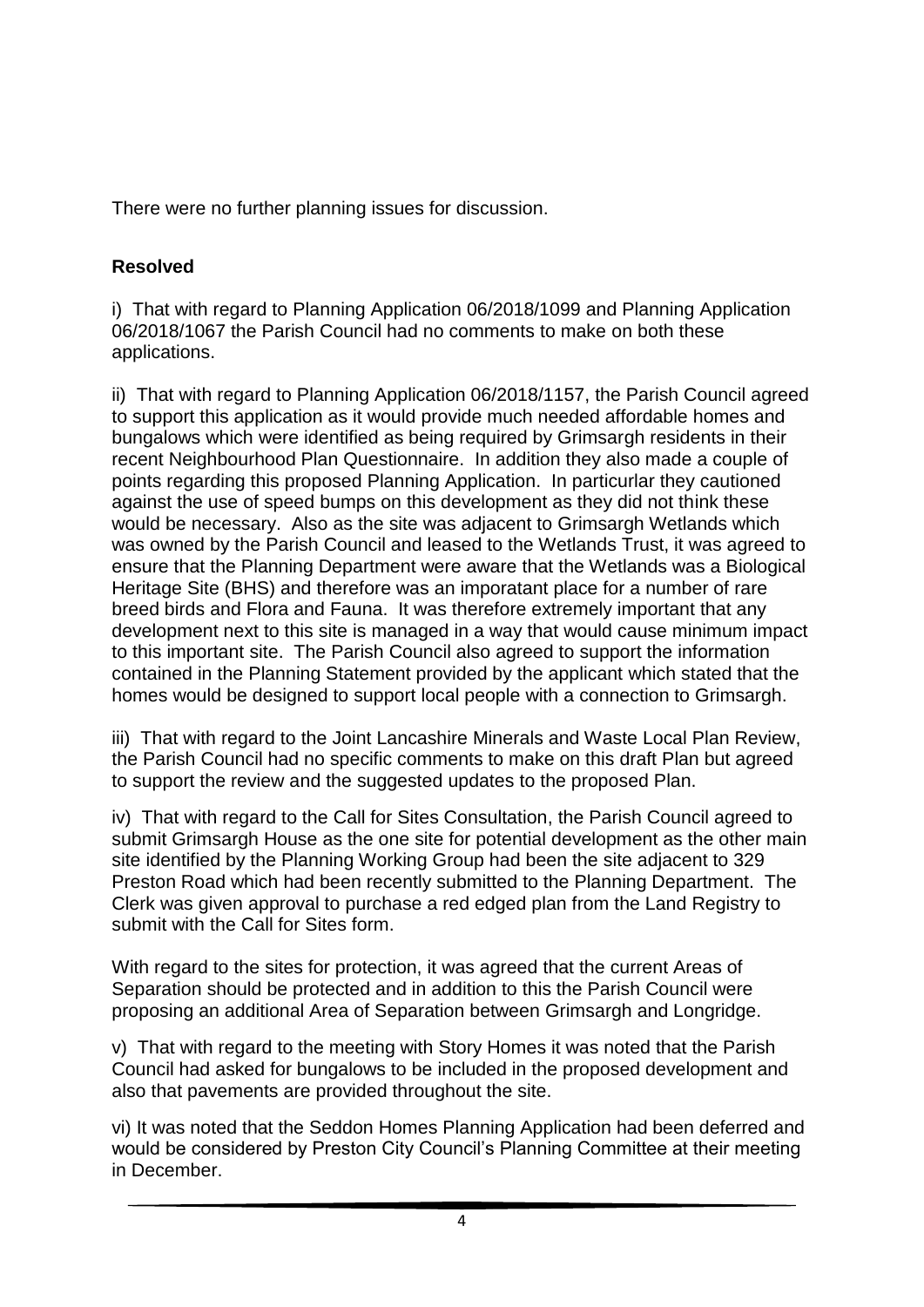There were no further planning issues for discussion.

**Resolved**

i) That with regard to Planning Application 06/2018/1099 and Planning Application 06/2018/1067 the Parish Council had no comments to make on both these applications.

ii) That with regard to Planning Application 06/2018/1157, the Parish Council agreed to support this application as it would provide much needed affordable homes and bungalows which were identified as being required by Grimsargh residents in their recent Neighbourhood Plan Questionnaire. In addition they also made a couple of points regarding this proposed Planning Application. In particurlar they cautioned against the use of speed bumps on this development as they did not think these would be necessary. Also as the site was adjacent to Grimsargh Wetlands which was owned by the Parish Council and leased to the Wetlands Trust, it was agreed to ensure that the Planning Department were aware that the Wetlands was a Biological Heritage Site (BHS) and therefore was an imporatant place for a number of rare breed birds and Flora and Fauna. It was therefore extremely important that any development next to this site is managed in a way that would cause minimum impact to this important site. The Parish Council also agreed to support the information contained in the Planning Statement provided by the applicant which stated that the homes would be designed to support local people with a connection to Grimsargh.

iii) That with regard to the Joint Lancashire Minerals and Waste Local Plan Review, the Parish Council had no specific comments to make on this draft Plan but agreed to support the review and the suggested updates to the proposed Plan.

iv) That with regard to the Call for Sites Consultation, the Parish Council agreed to submit Grimsargh House as the one site for potential development as the other main site identified by the Planning Working Group had been the site adjacent to 329 Preston Road which had been recently submitted to the Planning Department. The Clerk was given approval to purchase a red edged plan from the Land Registry to submit with the Call for Sites form.

With regard to the sites for protection, it was agreed that the current Areas of Separation should be protected and in addition to this the Parish Council were proposing an additional Area of Separation between Grimsargh and Longridge.

v) That with regard to the meeting with Story Homes it was noted that the Parish Council had asked for bungalows to be included in the proposed development and also that pavements are provided throughout the site.

vi) It was noted that the Seddon Homes Planning Application had been deferred and would be considered by Preston City Council's Planning Committee at their meeting in December.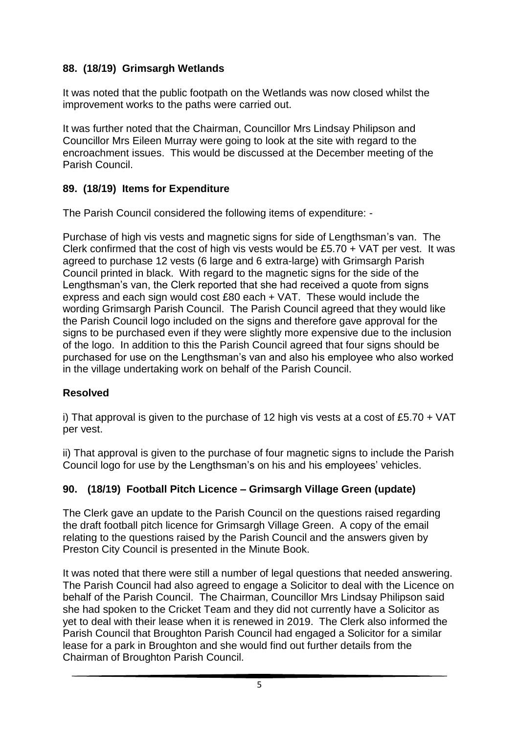### 88. (18/19) Grimsargh Wetlands

It was noted that the public footpath on the Wetlands was now closed whilst the improvement works to the paths were carried out.

It was further noted that the Chairman, Councillor Mrs Lindsay Philipson and Councillor Mrs Eileen Murray were going to look at the site with regard to the encroachment issues. This would be discussed at the December meeting of the Parish Council.

### 89. (18/19) Items for Expenditure

The Parish Council considered the following items of expenditure: -

Purchase of high vis vests and magnetic signs for side of Lengthsman's van. The Clerk confirmed that the cost of high vis vests would be £5.70 + VAT per vest. It was agreed to purchase 12 vests (6 large and 6 extra-large) with Grimsargh Parish Council printed in black. With regard to the magnetic signs for the side of the Lengthsman's van, the Clerk reported that she had received a quote from signs express and each sign would cost £80 each + VAT. These would include the wording Grimsargh Parish Council. The Parish Council agreed that they would like the Parish Council logo included on the signs and therefore gave approval for the signs to be purchased even if they were slightly more expensive due to the inclusion of the logo. In addition to this the Parish Council agreed that four signs should be purchased for use on the Lengthsman's van and also his employee who also worked in the village undertaking work on behalf of the Parish Council.

**Resolved**

i) That approval is given to the purchase of 12 high vis vests at a cost of £5.70 + VAT per vest.

ii) That approval is given to the purchase of four magnetic signs to include the Parish Council logo for use by the Lengthsman's on his and his employees' vehicles.

### 90. (18/19) Football Pitch Licence – Grimsargh Village Green (update)

The Clerk gave an update to the Parish Council on the questions raised regarding the draft football pitch licence for Grimsargh Village Green. A copy of the email relating to the questions raised by the Parish Council and the answers given by Preston City Council is presented in the Minute Book.

It was noted that there were still a number of legal questions that needed answering. The Parish Council had also agreed to engage a Solicitor to deal with the Licence on behalf of the Parish Council. The Chairman, Councillor Mrs Lindsay Philipson said she had spoken to the Cricket Team and they did not currently have a Solicitor as yet to deal with their lease when it is renewed in 2019. The Clerk also informed the Parish Council that Broughton Parish Council had engaged a Solicitor for a similar lease for a park in Broughton and she would find out further details from the Chairman of Broughton Parish Council.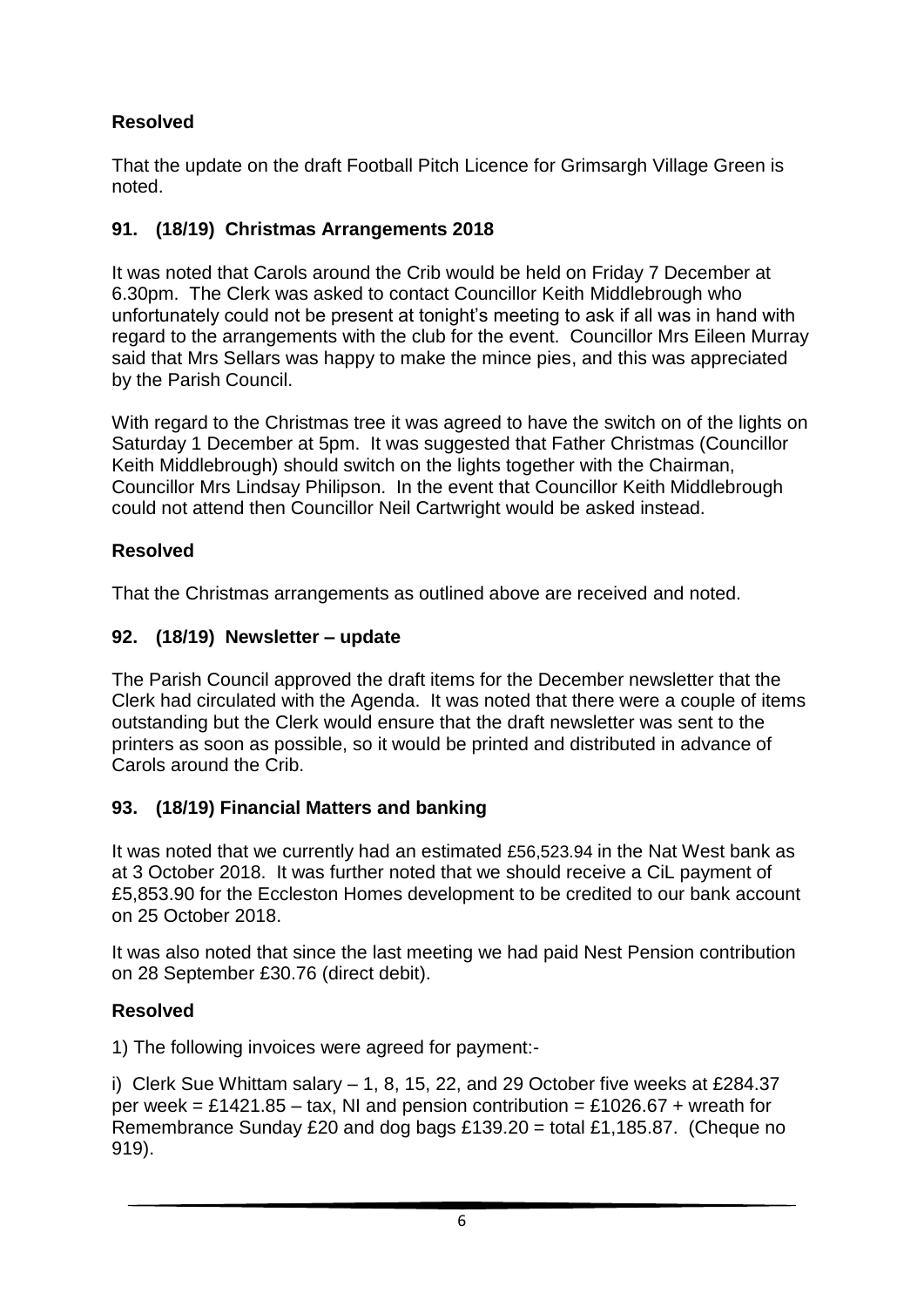**Resolved**

That the update on the draft Football Pitch Licence for Grimsargh Village Green is noted.

### 91. (18/19) Christmas Arrangements 2018

It was noted that Carols around the Crib would be held on Friday 7 December at 6.30pm. The Clerk was asked to contact Councillor Keith Middlebrough who unfortunately could not be present at tonight's meeting to ask if all was in hand with regard to the arrangements with the club for the event. Councillor Mrs Eileen Murray said that Mrs Sellars was happy to make the mince pies, and this was appreciated by the Parish Council.

With regard to the Christmas tree it was agreed to have the switch on of the lights on Saturday 1 December at 5pm. It was suggested that Father Christmas (Councillor Keith Middlebrough) should switch on the lights together with the Chairman, Councillor Mrs Lindsay Philipson. In the event that Councillor Keith Middlebrough could not attend then Councillor Neil Cartwright would be asked instead.

**Resolved**

That the Christmas arrangements as outlined above are received and noted.

### 92. (18/19) Newsletter – update

The Parish Council approved the draft items for the December newsletter that the Clerk had circulated with the Agenda. It was noted that there were a couple of items outstanding but the Clerk would ensure that the draft newsletter was sent to the printers as soon as possible, so it would be printed and distributed in advance of Carols around the Crib.

### 93. (18/19) Financial Matters and banking

It was noted that we currently had an estimated £56,523.94 in the Nat West bank as at 3 October 2018. It was further noted that we should receive a CiL payment of £5,853.90 for the Eccleston Homes development to be credited to our bank account on 25 October 2018.

It was also noted that since the last meeting we had paid Nest Pension contribution on 28 September £30.76 (direct debit).

**Resolved**

1) The following invoices were agreed for payment:-

i) Clerk Sue Whittam salary – 1, 8, 15, 22, and 29 October five weeks at £284.37 per week = £1421.85 – tax, NI and pension contribution = £1026.67 + wreath for Remembrance Sunday £20 and dog bags £139.20 = total £1,185.87. (Cheque no 919).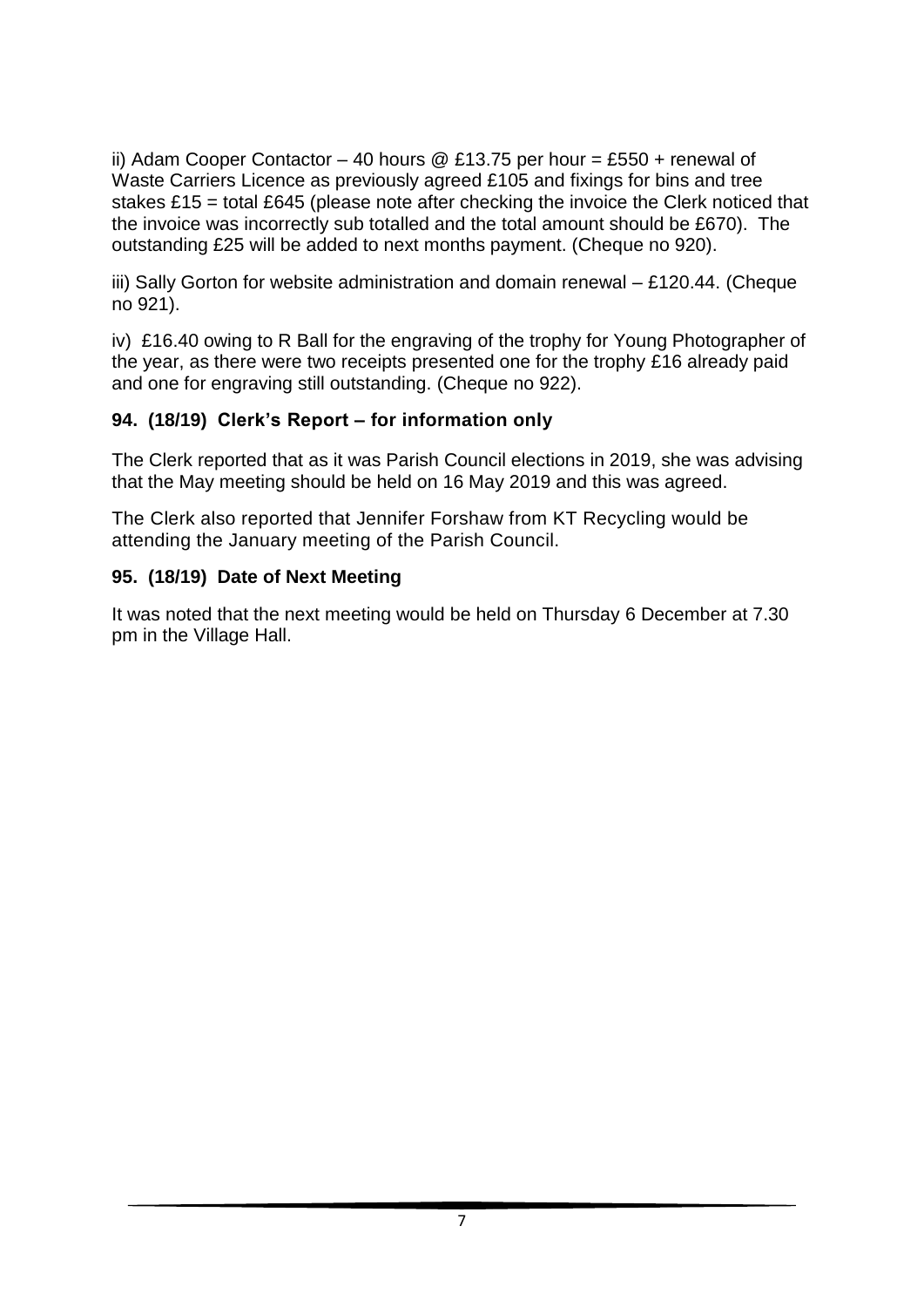ii) Adam Cooper Contactor – 40 hours @ £13.75 per hour = £550 + renewal of Waste Carriers Licence as previously agreed £105 and fixings for bins and tree stakes £15 = total £645 (please note after checking the invoice the Clerk noticed that the invoice was incorrectly sub totalled and the total amount should be £670). The outstanding £25 will be added to next months payment. (Cheque no 920).

iii) Sally Gorton for website administration and domain renewal – £120.44. (Cheque no 921).

iv) £16.40 owing to R Ball for the engraving of the trophy for Young Photographer of the year, as there were two receipts presented one for the trophy £16 already paid and one for engraving still outstanding. (Cheque no 922).

### 94. (18/19) Clerk's Report – for information only

The Clerk reported that as it was Parish Council elections in 2019, she was advising that the May meeting should be held on 16 May 2019 and this was agreed.

The Clerk also reported that Jennifer Forshaw from KT Recycling would be attending the January meeting of the Parish Council.

### 95. (18/19) Date of Next Meeting

It was noted that the next meeting would be held on Thursday 6 December at 7.30 pm in the Village Hall.